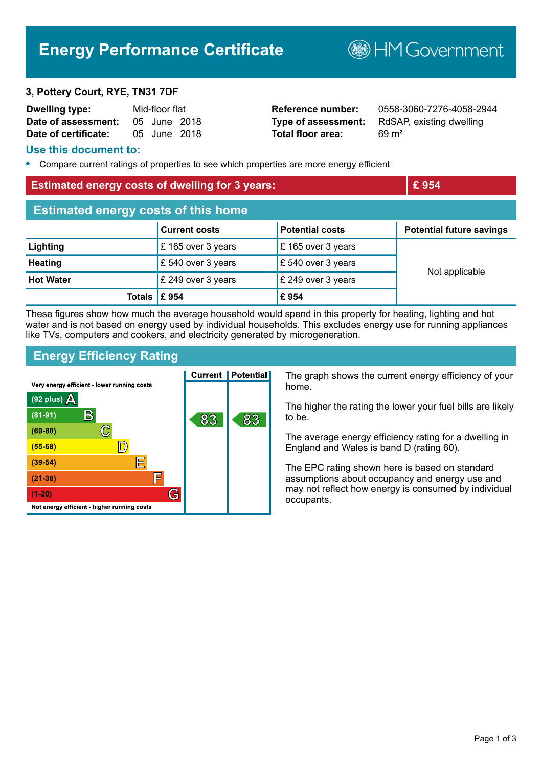# Energy Performance Certificate

HM Government

**3, Pottery Court, RYE, TN31 7DF**

| | | | |
|---|---|---|---|
| **Dwelling type:** | Mid-floor flat | **Reference number:** | 0558-3060-7276-4058-2944 |
| **Date of assessment:** | 05 June 2018 | **Type of assessment:** | RdSAP, existing dwelling |
| **Date of certificate:** | 05 June 2018 | **Total floor area:** | 69 m² |

## Use this document to:

- Compare current ratings of properties to see which properties are more energy efficient

## Estimated energy costs of dwelling for 3 years: £ 954

## Estimated energy costs of this home

| | Current costs | Potential costs | Potential future savings |
|---|---|---|---|
| **Lighting** | £ 165 over 3 years | £ 165 over 3 years | Not applicable |
| **Heating** | £ 540 over 3 years | £ 540 over 3 years | |
| **Hot Water** | £ 249 over 3 years | £ 249 over 3 years | |
| **Totals** | **£ 954** | **£ 954** | |

These figures show how much the average household would spend in this property for heating, lighting and hot water and is not based on energy used by individual households. This excludes energy use for running appliances like TVs, computers and cookers, and electricity generated by microgeneration.

## Energy Efficiency Rating

Very energy efficient - lower running costs

| Rating band | Current | Potential |
|---|---|---|
| (92 plus) A | | |
| (81-91) B | 83 | 83 |
| (69-80) C | | |
| (55-68) D | | |
| (39-54) E | | |
| (21-38) F | | |
| (1-20) G | | |

Not energy efficient - higher running costs

The graph shows the current energy efficiency of your home.

The higher the rating the lower your fuel bills are likely to be.

The average energy efficiency rating for a dwelling in England and Wales is band D (rating 60).

The EPC rating shown here is based on standard assumptions about occupancy and energy use and may not reflect how energy is consumed by individual occupants.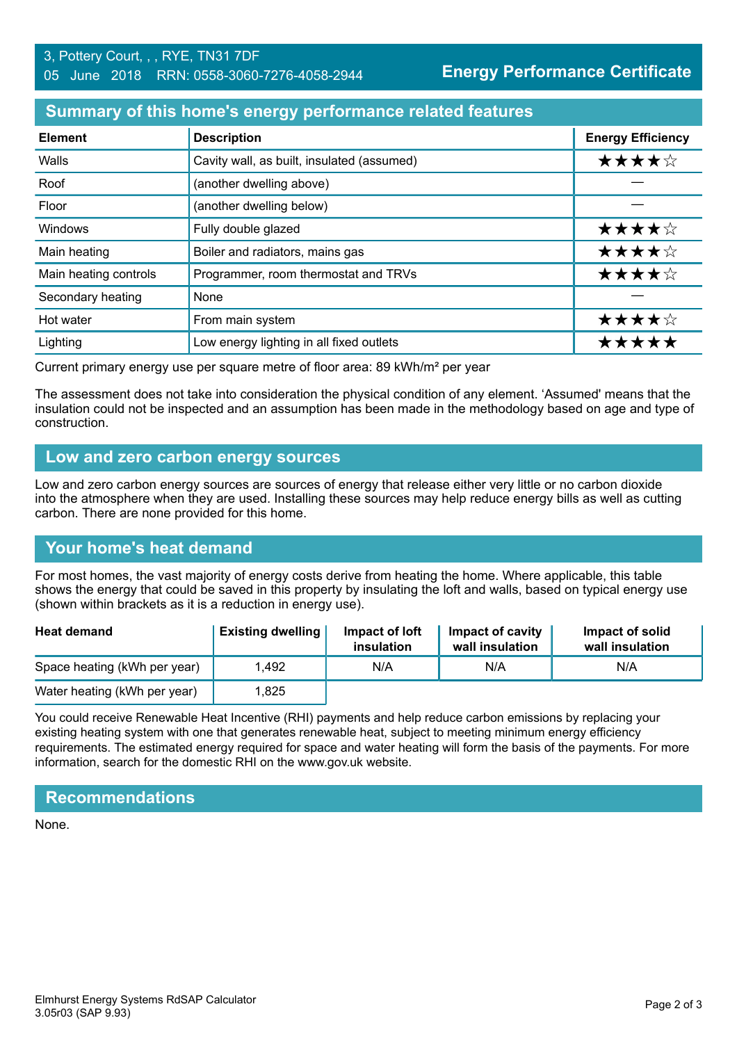3, Pottery Court, , , RYE, TN31 7DF
05 June 2018 RRN: 0558-3060-7276-4058-2944

**Energy Performance Certificate**

## Summary of this home's energy performance related features

| Element | Description | Energy Efficiency |
|---|---|---|
| Walls | Cavity wall, as built, insulated (assumed) | ★★★★☆ |
| Roof | (another dwelling above) | — |
| Floor | (another dwelling below) | — |
| Windows | Fully double glazed | ★★★★☆ |
| Main heating | Boiler and radiators, mains gas | ★★★★☆ |
| Main heating controls | Programmer, room thermostat and TRVs | ★★★★☆ |
| Secondary heating | None | — |
| Hot water | From main system | ★★★★☆ |
| Lighting | Low energy lighting in all fixed outlets | ★★★★★ |

Current primary energy use per square metre of floor area: 89 kWh/m² per year

The assessment does not take into consideration the physical condition of any element. 'Assumed' means that the insulation could not be inspected and an assumption has been made in the methodology based on age and type of construction.

## Low and zero carbon energy sources

Low and zero carbon energy sources are sources of energy that release either very little or no carbon dioxide into the atmosphere when they are used. Installing these sources may help reduce energy bills as well as cutting carbon. There are none provided for this home.

## Your home's heat demand

For most homes, the vast majority of energy costs derive from heating the home. Where applicable, this table shows the energy that could be saved in this property by insulating the loft and walls, based on typical energy use (shown within brackets as it is a reduction in energy use).

| Heat demand | Existing dwelling | Impact of loft insulation | Impact of cavity wall insulation | Impact of solid wall insulation |
|---|---|---|---|---|
| Space heating (kWh per year) | 1,492 | N/A | N/A | N/A |
| Water heating (kWh per year) | 1,825 | | | |

You could receive Renewable Heat Incentive (RHI) payments and help reduce carbon emissions by replacing your existing heating system with one that generates renewable heat, subject to meeting minimum energy efficiency requirements. The estimated energy required for space and water heating will form the basis of the payments. For more information, search for the domestic RHI on the www.gov.uk website.

## Recommendations

None.

Elmhurst Energy Systems RdSAP Calculator
3.05r03 (SAP 9.93)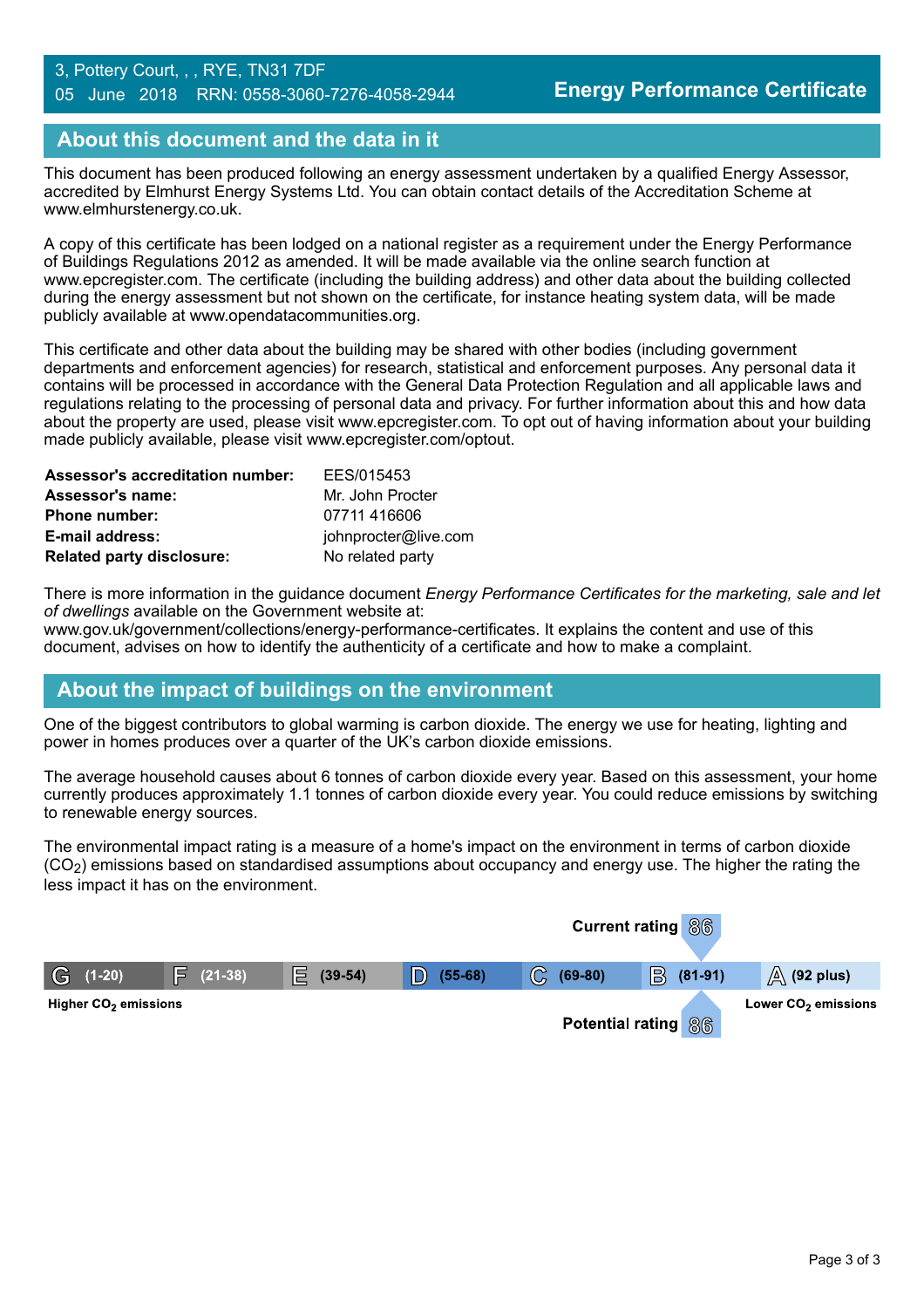3, Pottery Court, , , RYE, TN31 7DF
05 June 2018 RRN: 0558-3060-7276-4058-2944

**Energy Performance Certificate**

## About this document and the data in it

This document has been produced following an energy assessment undertaken by a qualified Energy Assessor, accredited by Elmhurst Energy Systems Ltd. You can obtain contact details of the Accreditation Scheme at www.elmhurstenergy.co.uk.

A copy of this certificate has been lodged on a national register as a requirement under the Energy Performance of Buildings Regulations 2012 as amended. It will be made available via the online search function at www.epcregister.com. The certificate (including the building address) and other data about the building collected during the energy assessment but not shown on the certificate, for instance heating system data, will be made publicly available at www.opendatacommunities.org.

This certificate and other data about the building may be shared with other bodies (including government departments and enforcement agencies) for research, statistical and enforcement purposes. Any personal data it contains will be processed in accordance with the General Data Protection Regulation and all applicable laws and regulations relating to the processing of personal data and privacy. For further information about this and how data about the property are used, please visit www.epcregister.com. To opt out of having information about your building made publicly available, please visit www.epcregister.com/optout.

| | |
|---|---|
| **Assessor's accreditation number:** | EES/015453 |
| **Assessor's name:** | Mr. John Procter |
| **Phone number:** | 07711 416606 |
| **E-mail address:** | johnprocter@live.com |
| **Related party disclosure:** | No related party |

There is more information in the guidance document *Energy Performance Certificates for the marketing, sale and let of dwellings* available on the Government website at: www.gov.uk/government/collections/energy-performance-certificates. It explains the content and use of this document, advises on how to identify the authenticity of a certificate and how to make a complaint.

## About the impact of buildings on the environment

One of the biggest contributors to global warming is carbon dioxide. The energy we use for heating, lighting and power in homes produces over a quarter of the UK's carbon dioxide emissions.

The average household causes about 6 tonnes of carbon dioxide every year. Based on this assessment, your home currently produces approximately 1.1 tonnes of carbon dioxide every year. You could reduce emissions by switching to renewable energy sources.

The environmental impact rating is a measure of a home's impact on the environment in terms of carbon dioxide ($CO_2$) emissions based on standardised assumptions about occupancy and energy use. The higher the rating the less impact it has on the environment.

Current rating 86

G (1-20) F (21-38) E (39-54) D (55-68) C (69-80) B (81-91) A (92 plus)

Higher $CO_2$ emissions

Lower $CO_2$ emissions

Potential rating 86